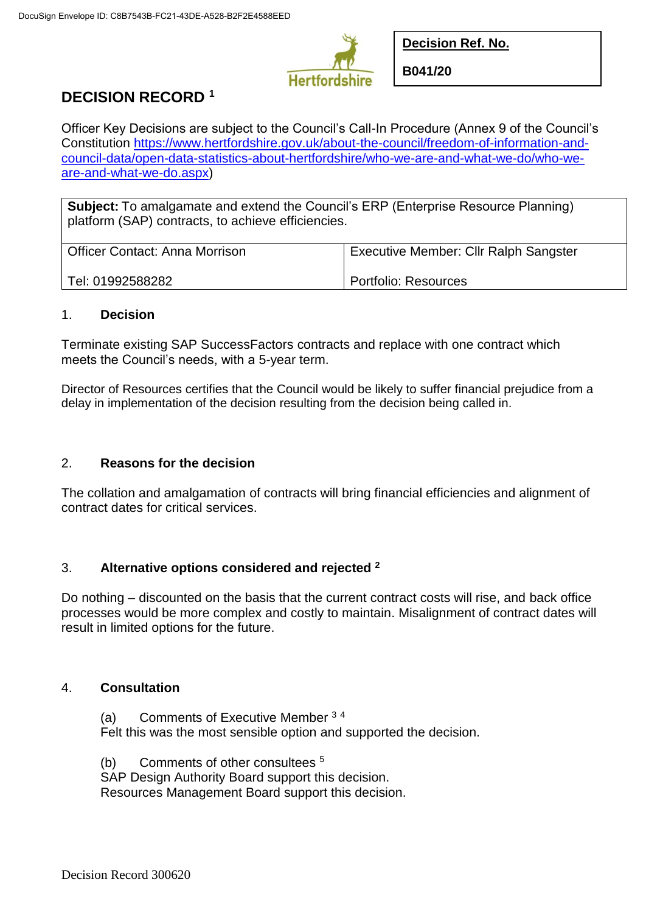DocuSign Envelope ID: C8B7543B-FC21-43DE-A528-B2F2E4588EED

Hertfordshire

| **Decision Ref. No.** |
|---|
| **B041/20** |

# DECISION RECORD [1]

Officer Key Decisions are subject to the Council's Call-In Procedure (Annex 9 of the Council's Constitution https://www.hertfordshire.gov.uk/about-the-council/freedom-of-information-and-council-data/open-data-statistics-about-hertfordshire/who-we-are-and-what-we-do/who-we-are-and-what-we-do.aspx)

| **Subject:** To amalgamate and extend the Council's ERP (Enterprise Resource Planning) platform (SAP) contracts, to achieve efficiencies. | |
|---|---|
| Officer Contact: Anna Morrison<br><br>Tel: 01992588282 | Executive Member: Cllr Ralph Sangster<br><br>Portfolio: Resources |

## 1. Decision

Terminate existing SAP SuccessFactors contracts and replace with one contract which meets the Council's needs, with a 5-year term.

Director of Resources certifies that the Council would be likely to suffer financial prejudice from a delay in implementation of the decision resulting from the decision being called in.

## 2. Reasons for the decision

The collation and amalgamation of contracts will bring financial efficiencies and alignment of contract dates for critical services.

## 3. Alternative options considered and rejected [2]

Do nothing – discounted on the basis that the current contract costs will rise, and back office processes would be more complex and costly to maintain. Misalignment of contract dates will result in limited options for the future.

## 4. Consultation

(a) Comments of Executive Member [3] [4]
Felt this was the most sensible option and supported the decision.

(b) Comments of other consultees [5]
SAP Design Authority Board support this decision.
Resources Management Board support this decision.

Decision Record 300620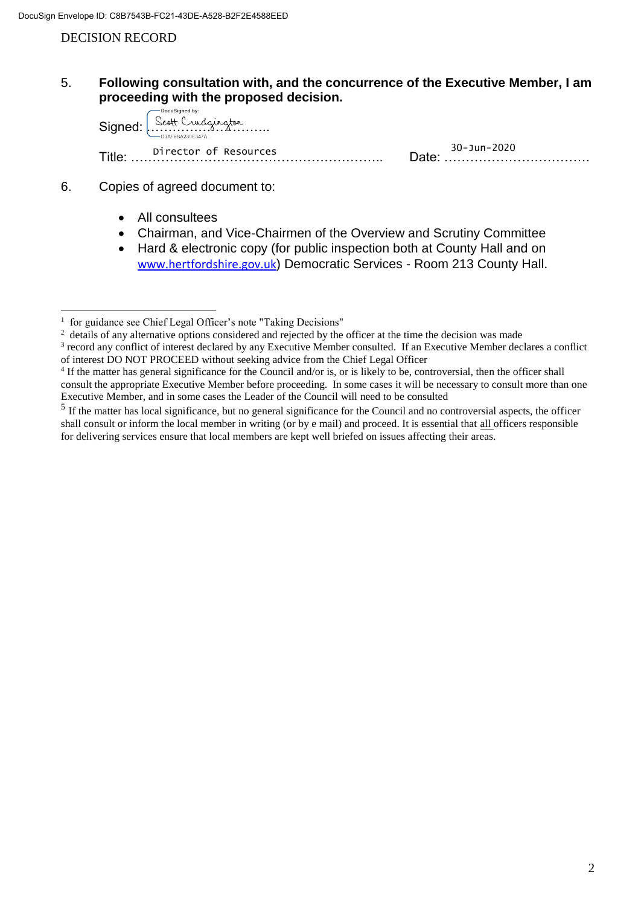DocuSign Envelope ID: C8B7543B-FC21-43DE-A528-B2F2E4588EED

DECISION RECORD

5. **Following consultation with, and the concurrence of the Executive Member, I am proceeding with the proposed decision.**

   Signed: Scott Crudgington

   Title: Director of Resources　　　　Date: 30-Jun-2020

6. Copies of agreed document to:

   - All consultees
   - Chairman, and Vice-Chairmen of the Overview and Scrutiny Committee
   - Hard & electronic copy (for public inspection both at County Hall and on www.hertfordshire.gov.uk) Democratic Services - Room 213 County Hall.

---

[1] for guidance see Chief Legal Officer's note "Taking Decisions"

[2] details of any alternative options considered and rejected by the officer at the time the decision was made

[3] record any conflict of interest declared by any Executive Member consulted. If an Executive Member declares a conflict of interest DO NOT PROCEED without seeking advice from the Chief Legal Officer

[4] If the matter has general significance for the Council and/or is, or is likely to be, controversial, then the officer shall consult the appropriate Executive Member before proceeding. In some cases it will be necessary to consult more than one Executive Member, and in some cases the Leader of the Council will need to be consulted

[5] If the matter has local significance, but no general significance for the Council and no controversial aspects, the officer shall consult or inform the local member in writing (or by e mail) and proceed. It is essential that all officers responsible for delivering services ensure that local members are kept well briefed on issues affecting their areas.